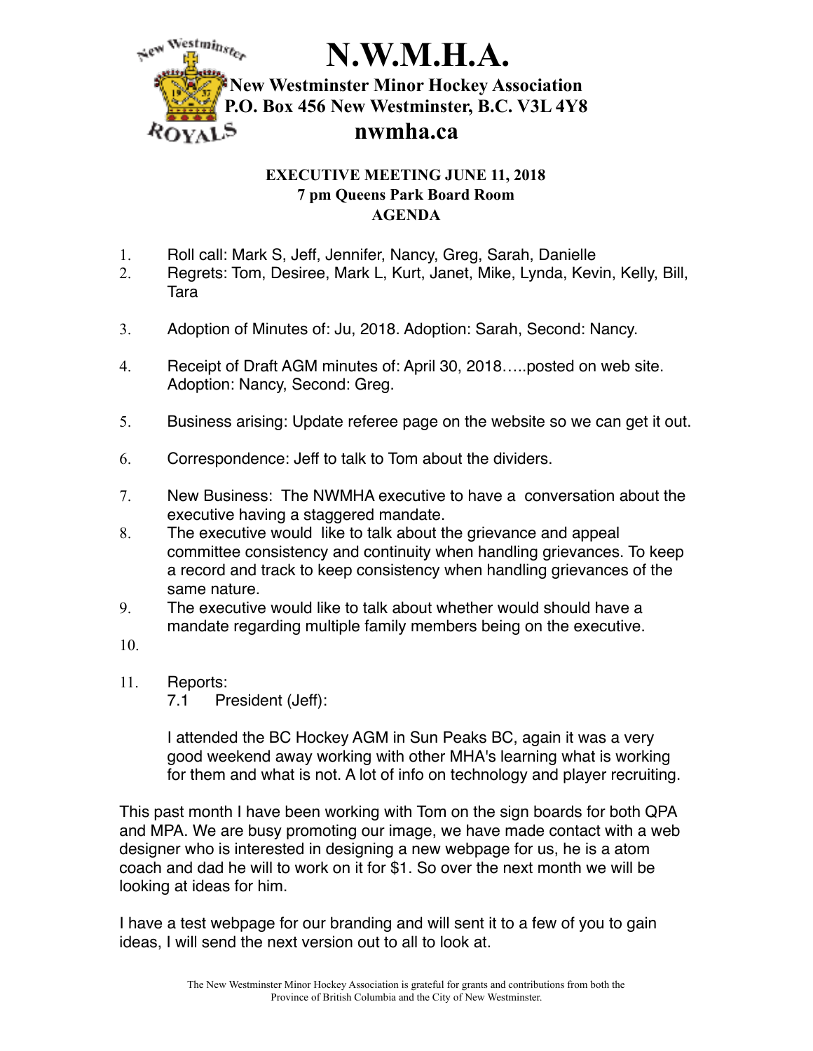# N.W.M.H.A.

**New Westminster Minor Hockey Association**
**P.O. Box 456 New Westminster, B.C. V3L 4Y8**
**nwmha.ca**

**EXECUTIVE MEETING JUNE 11, 2018**
**7 pm Queens Park Board Room**
**AGENDA**

1. Roll call: Mark S, Jeff, Jennifer, Nancy, Greg, Sarah, Danielle
2. Regrets: Tom, Desiree, Mark L, Kurt, Janet, Mike, Lynda, Kevin, Kelly, Bill, Tara
3. Adoption of Minutes of: Ju, 2018. Adoption: Sarah, Second: Nancy.
4. Receipt of Draft AGM minutes of: April 30, 2018…..posted on web site. Adoption: Nancy, Second: Greg.
5. Business arising: Update referee page on the website so we can get it out.
6. Correspondence: Jeff to talk to Tom about the dividers.
7. New Business: The NWMHA executive to have a conversation about the executive having a staggered mandate.
8. The executive would like to talk about the grievance and appeal committee consistency and continuity when handling grievances. To keep a record and track to keep consistency when handling grievances of the same nature.
9. The executive would like to talk about whether would should have a mandate regarding multiple family members being on the executive.
10. 
11. Reports:

    7.1 President (Jeff):

    I attended the BC Hockey AGM in Sun Peaks BC, again it was a very good weekend away working with other MHA's learning what is working for them and what is not. A lot of info on technology and player recruiting.

This past month I have been working with Tom on the sign boards for both QPA and MPA. We are busy promoting our image, we have made contact with a web designer who is interested in designing a new webpage for us, he is a atom coach and dad he will to work on it for $1. So over the next month we will be looking at ideas for him.

I have a test webpage for our branding and will sent it to a few of you to gain ideas, I will send the next version out to all to look at.

The New Westminster Minor Hockey Association is grateful for grants and contributions from both the Province of British Columbia and the City of New Westminster.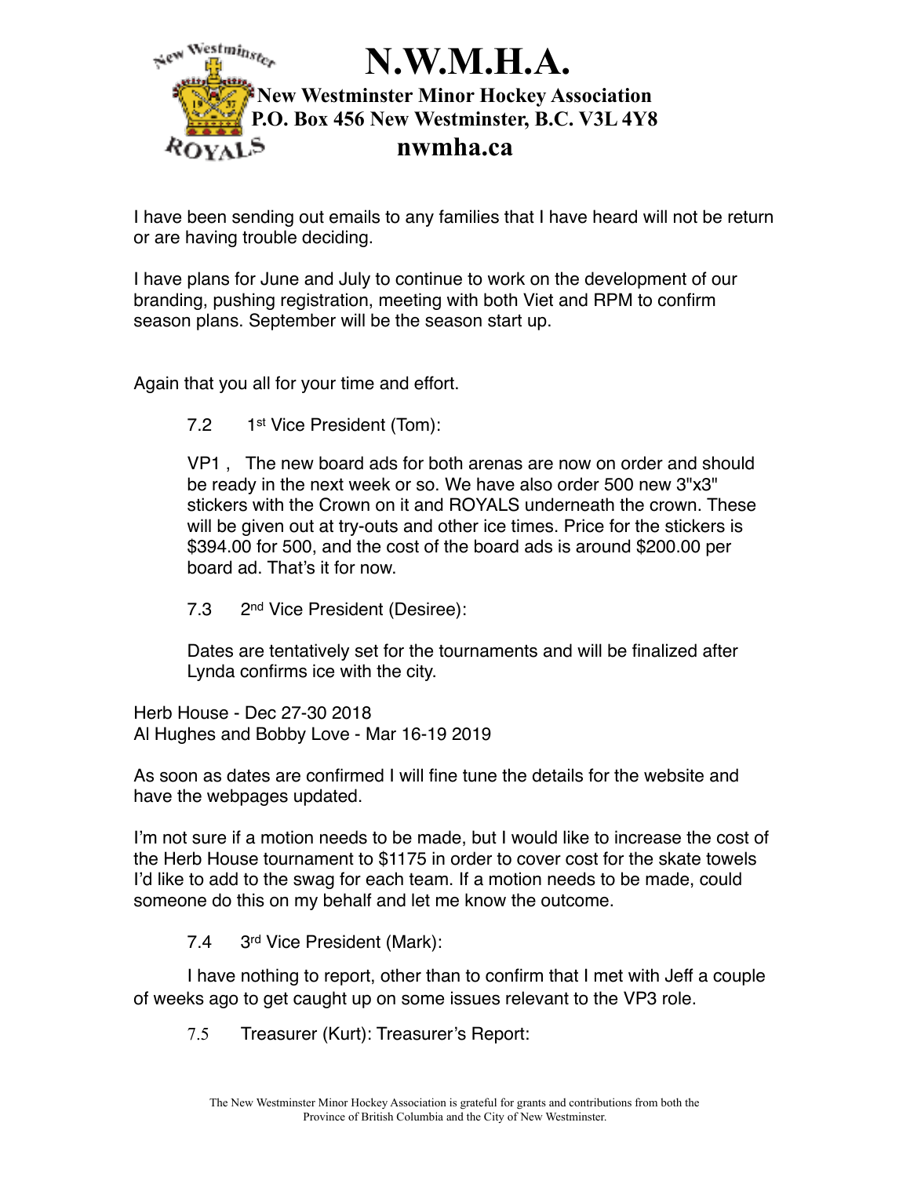I have been sending out emails to any families that I have heard will not be return or are having trouble deciding.

I have plans for June and July to continue to work on the development of our branding, pushing registration, meeting with both Viet and RPM to confirm season plans. September will be the season start up.

Again that you all for your time and effort.

7.2 1st Vice President (Tom):

VP1 , The new board ads for both arenas are now on order and should be ready in the next week or so. We have also order 500 new 3"x3" stickers with the Crown on it and ROYALS underneath the crown. These will be given out at try-outs and other ice times. Price for the stickers is $394.00 for 500, and the cost of the board ads is around $200.00 per board ad. That's it for now.

7.3 2nd Vice President (Desiree):

Dates are tentatively set for the tournaments and will be finalized after Lynda confirms ice with the city.

Herb House - Dec 27-30 2018
Al Hughes and Bobby Love - Mar 16-19 2019

As soon as dates are confirmed I will fine tune the details for the website and have the webpages updated.

I'm not sure if a motion needs to be made, but I would like to increase the cost of the Herb House tournament to $1175 in order to cover cost for the skate towels I'd like to add to the swag for each team. If a motion needs to be made, could someone do this on my behalf and let me know the outcome.

7.4 3rd Vice President (Mark):

I have nothing to report, other than to confirm that I met with Jeff a couple of weeks ago to get caught up on some issues relevant to the VP3 role.

7.5 Treasurer (Kurt): Treasurer's Report: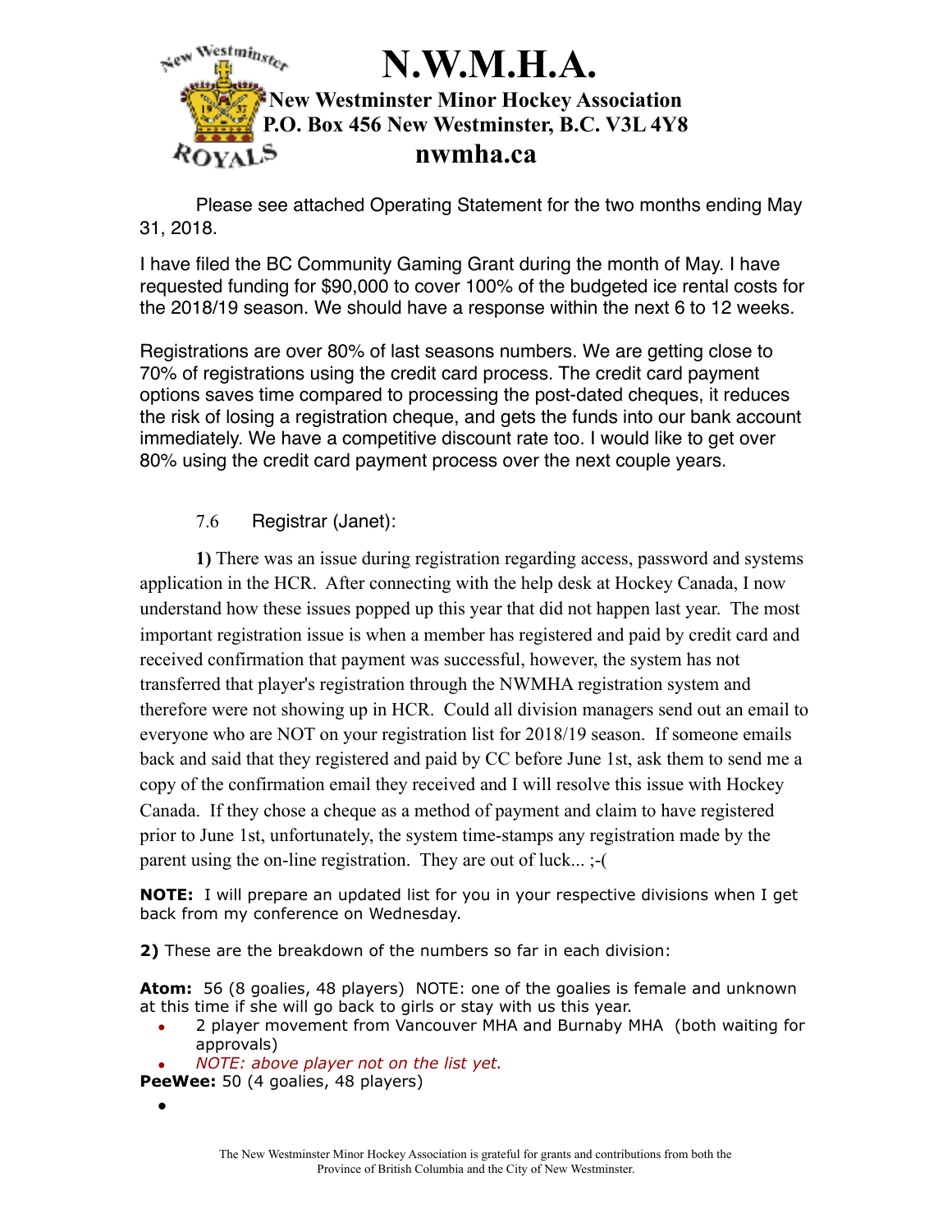# N.W.M.H.A.

**New Westminster Minor Hockey Association**
**P.O. Box 456 New Westminster, B.C. V3L 4Y8**
**nwmha.ca**

Please see attached Operating Statement for the two months ending May 31, 2018.

I have filed the BC Community Gaming Grant during the month of May. I have requested funding for $90,000 to cover 100% of the budgeted ice rental costs for the 2018/19 season. We should have a response within the next 6 to 12 weeks.

Registrations are over 80% of last seasons numbers. We are getting close to 70% of registrations using the credit card process. The credit card payment options saves time compared to processing the post-dated cheques, it reduces the risk of losing a registration cheque, and gets the funds into our bank account immediately. We have a competitive discount rate too. I would like to get over 80% using the credit card payment process over the next couple years.

7.6 Registrar (Janet):

**1)** There was an issue during registration regarding access, password and systems application in the HCR. After connecting with the help desk at Hockey Canada, I now understand how these issues popped up this year that did not happen last year. The most important registration issue is when a member has registered and paid by credit card and received confirmation that payment was successful, however, the system has not transferred that player's registration through the NWMHA registration system and therefore were not showing up in HCR. Could all division managers send out an email to everyone who are NOT on your registration list for 2018/19 season. If someone emails back and said that they registered and paid by CC before June 1st, ask them to send me a copy of the confirmation email they received and I will resolve this issue with Hockey Canada. If they chose a cheque as a method of payment and claim to have registered prior to June 1st, unfortunately, the system time-stamps any registration made by the parent using the on-line registration. They are out of luck... ;-(

**NOTE:** I will prepare an updated list for you in your respective divisions when I get back from my conference on Wednesday.

**2)** These are the breakdown of the numbers so far in each division:

**Atom:** 56 (8 goalies, 48 players) NOTE: one of the goalies is female and unknown at this time if she will go back to girls or stay with us this year.

- 2 player movement from Vancouver MHA and Burnaby MHA (both waiting for approvals)
- *NOTE: above player not on the list yet.*

**PeeWee:** 50 (4 goalies, 48 players)

- 

The New Westminster Minor Hockey Association is grateful for grants and contributions from both the Province of British Columbia and the City of New Westminster.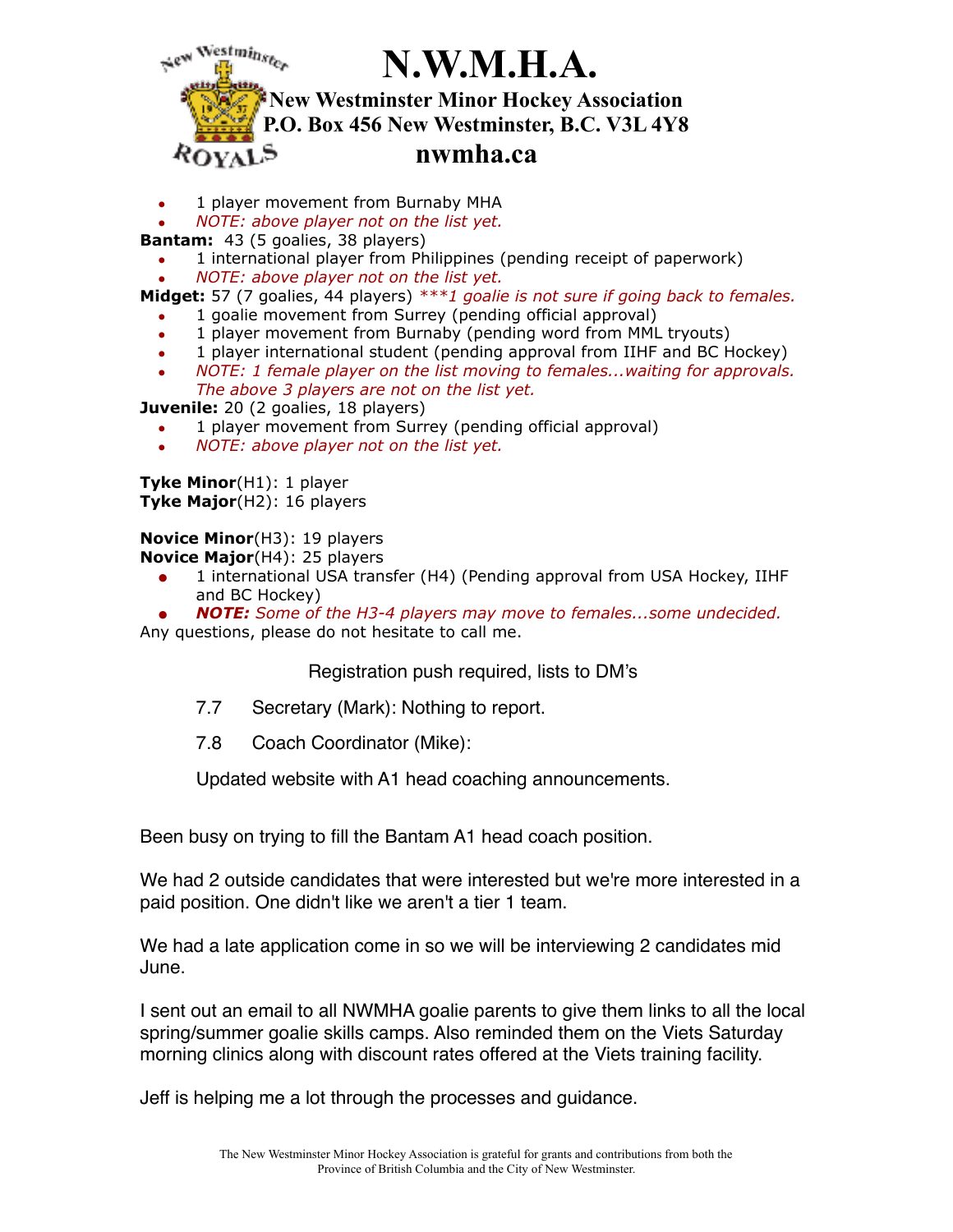- 1 player movement from Burnaby MHA
- *NOTE: above player not on the list yet.*

**Bantam:** 43 (5 goalies, 38 players)

- 1 international player from Philippines (pending receipt of paperwork)
- *NOTE: above player not on the list yet.*

**Midget:** 57 (7 goalies, 44 players) *\*\*\*1 goalie is not sure if going back to females.*

- 1 goalie movement from Surrey (pending official approval)
- 1 player movement from Burnaby (pending word from MML tryouts)
- 1 player international student (pending approval from IIHF and BC Hockey)
- *NOTE: 1 female player on the list moving to females...waiting for approvals. The above 3 players are not on the list yet.*

**Juvenile:** 20 (2 goalies, 18 players)

- 1 player movement from Surrey (pending official approval)
- *NOTE: above player not on the list yet.*

**Tyke Minor**(H1): 1 player
**Tyke Major**(H2): 16 players

**Novice Minor**(H3): 19 players
**Novice Major**(H4): 25 players

- 1 international USA transfer (H4) (Pending approval from USA Hockey, IIHF and BC Hockey)
- ***NOTE:*** *Some of the H3-4 players may move to females...some undecided.*

Any questions, please do not hesitate to call me.

Registration push required, lists to DM's

7.7 Secretary (Mark): Nothing to report.

7.8 Coach Coordinator (Mike):

Updated website with A1 head coaching announcements.

Been busy on trying to fill the Bantam A1 head coach position.

We had 2 outside candidates that were interested but we're more interested in a paid position. One didn't like we aren't a tier 1 team.

We had a late application come in so we will be interviewing 2 candidates mid June.

I sent out an email to all NWMHA goalie parents to give them links to all the local spring/summer goalie skills camps. Also reminded them on the Viets Saturday morning clinics along with discount rates offered at the Viets training facility.

Jeff is helping me a lot through the processes and guidance.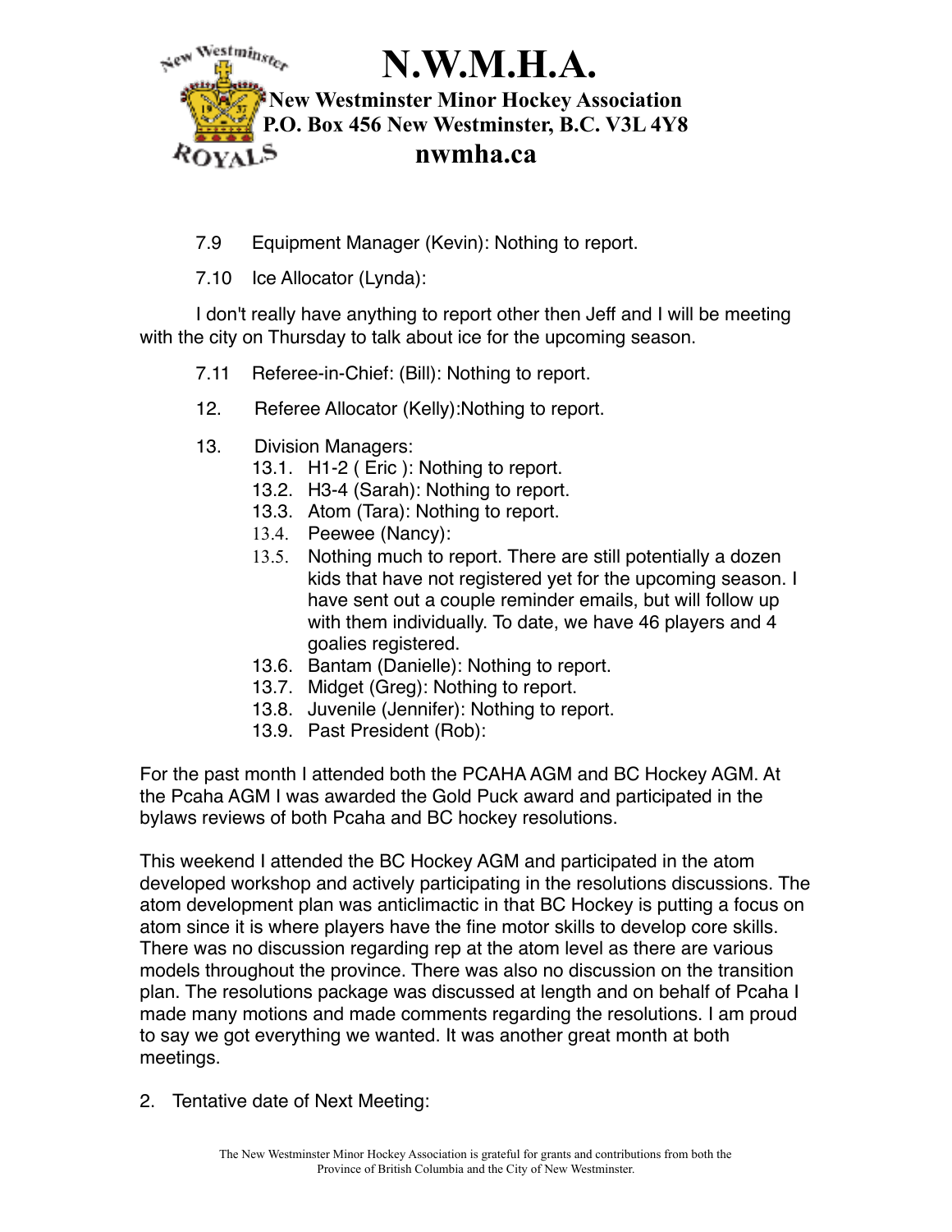7.9 Equipment Manager (Kevin): Nothing to report.

7.10 Ice Allocator (Lynda):

I don't really have anything to report other then Jeff and I will be meeting with the city on Thursday to talk about ice for the upcoming season.

7.11 Referee-in-Chief: (Bill): Nothing to report.

12. Referee Allocator (Kelly):Nothing to report.

13. Division Managers:
   - 13.1. H1-2 ( Eric ): Nothing to report.
   - 13.2. H3-4 (Sarah): Nothing to report.
   - 13.3. Atom (Tara): Nothing to report.
   - 13.4. Peewee (Nancy):
   - 13.5. Nothing much to report. There are still potentially a dozen kids that have not registered yet for the upcoming season. I have sent out a couple reminder emails, but will follow up with them individually. To date, we have 46 players and 4 goalies registered.
   - 13.6. Bantam (Danielle): Nothing to report.
   - 13.7. Midget (Greg): Nothing to report.
   - 13.8. Juvenile (Jennifer): Nothing to report.
   - 13.9. Past President (Rob):

For the past month I attended both the PCAHA AGM and BC Hockey AGM. At the Pcaha AGM I was awarded the Gold Puck award and participated in the bylaws reviews of both Pcaha and BC hockey resolutions.

This weekend I attended the BC Hockey AGM and participated in the atom developed workshop and actively participating in the resolutions discussions. The atom development plan was anticlimactic in that BC Hockey is putting a focus on atom since it is where players have the fine motor skills to develop core skills. There was no discussion regarding rep at the atom level as there are various models throughout the province. There was also no discussion on the transition plan. The resolutions package was discussed at length and on behalf of Pcaha I made many motions and made comments regarding the resolutions. I am proud to say we got everything we wanted. It was another great month at both meetings.

2. Tentative date of Next Meeting: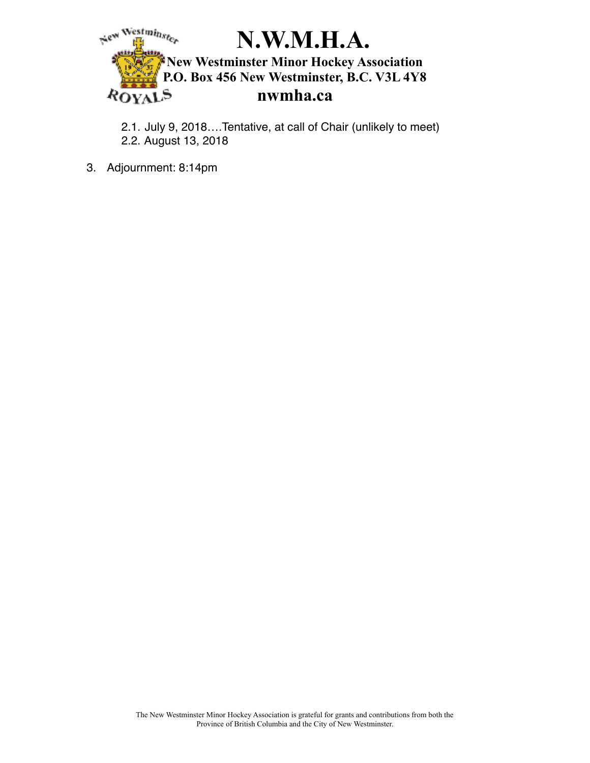2.1. July 9, 2018….Tentative, at call of Chair (unlikely to meet)
2.2. August 13, 2018

3. Adjournment: 8:14pm